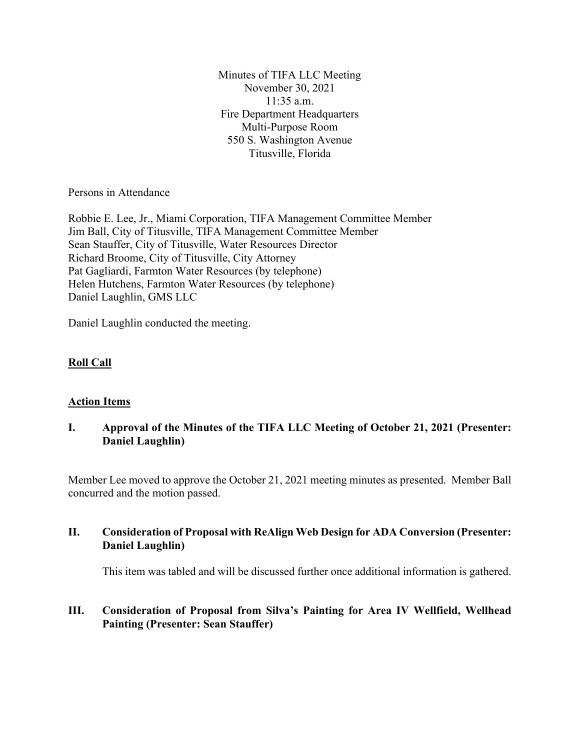Minutes of TIFA LLC Meeting
November 30, 2021
11:35 a.m.
Fire Department Headquarters
Multi-Purpose Room
550 S. Washington Avenue
Titusville, Florida

Persons in Attendance

Robbie E. Lee, Jr., Miami Corporation, TIFA Management Committee Member
Jim Ball, City of Titusville, TIFA Management Committee Member
Sean Stauffer, City of Titusville, Water Resources Director
Richard Broome, City of Titusville, City Attorney
Pat Gagliardi, Farmton Water Resources (by telephone)
Helen Hutchens, Farmton Water Resources (by telephone)
Daniel Laughlin, GMS LLC

Daniel Laughlin conducted the meeting.

**Roll Call**

**Action Items**

**I. Approval of the Minutes of the TIFA LLC Meeting of October 21, 2021 (Presenter: Daniel Laughlin)**

Member Lee moved to approve the October 21, 2021 meeting minutes as presented. Member Ball concurred and the motion passed.

**II. Consideration of Proposal with ReAlign Web Design for ADA Conversion (Presenter: Daniel Laughlin)**

This item was tabled and will be discussed further once additional information is gathered.

**III. Consideration of Proposal from Silva's Painting for Area IV Wellfield, Wellhead Painting (Presenter: Sean Stauffer)**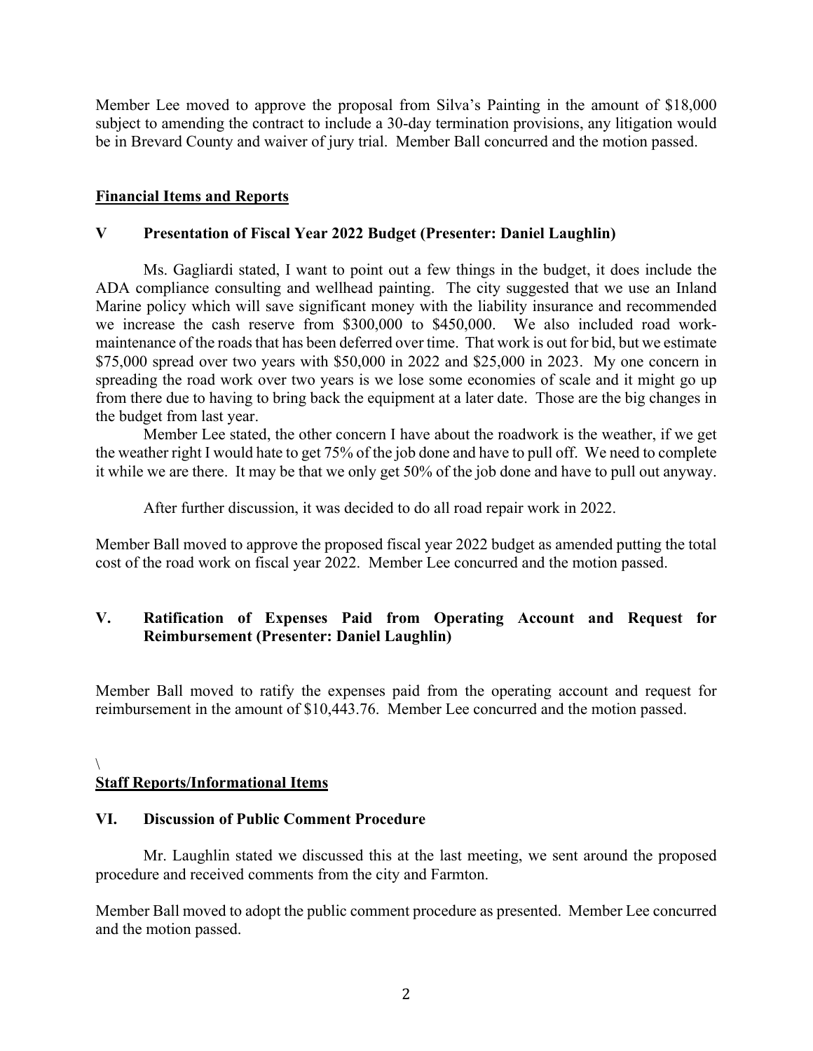Member Lee moved to approve the proposal from Silva's Painting in the amount of $18,000 subject to amending the contract to include a 30-day termination provisions, any litigation would be in Brevard County and waiver of jury trial. Member Ball concurred and the motion passed.

**Financial Items and Reports**

**V Presentation of Fiscal Year 2022 Budget (Presenter: Daniel Laughlin)**

Ms. Gagliardi stated, I want to point out a few things in the budget, it does include the ADA compliance consulting and wellhead painting. The city suggested that we use an Inland Marine policy which will save significant money with the liability insurance and recommended we increase the cash reserve from $300,000 to $450,000. We also included road work-maintenance of the roads that has been deferred over time. That work is out for bid, but we estimate $75,000 spread over two years with $50,000 in 2022 and $25,000 in 2023. My one concern in spreading the road work over two years is we lose some economies of scale and it might go up from there due to having to bring back the equipment at a later date. Those are the big changes in the budget from last year.

Member Lee stated, the other concern I have about the roadwork is the weather, if we get the weather right I would hate to get 75% of the job done and have to pull off. We need to complete it while we are there. It may be that we only get 50% of the job done and have to pull out anyway.

After further discussion, it was decided to do all road repair work in 2022.

Member Ball moved to approve the proposed fiscal year 2022 budget as amended putting the total cost of the road work on fiscal year 2022. Member Lee concurred and the motion passed.

**V. Ratification of Expenses Paid from Operating Account and Request for Reimbursement (Presenter: Daniel Laughlin)**

Member Ball moved to ratify the expenses paid from the operating account and request for reimbursement in the amount of $10,443.76. Member Lee concurred and the motion passed.

\

**Staff Reports/Informational Items**

**VI. Discussion of Public Comment Procedure**

Mr. Laughlin stated we discussed this at the last meeting, we sent around the proposed procedure and received comments from the city and Farmton.

Member Ball moved to adopt the public comment procedure as presented. Member Lee concurred and the motion passed.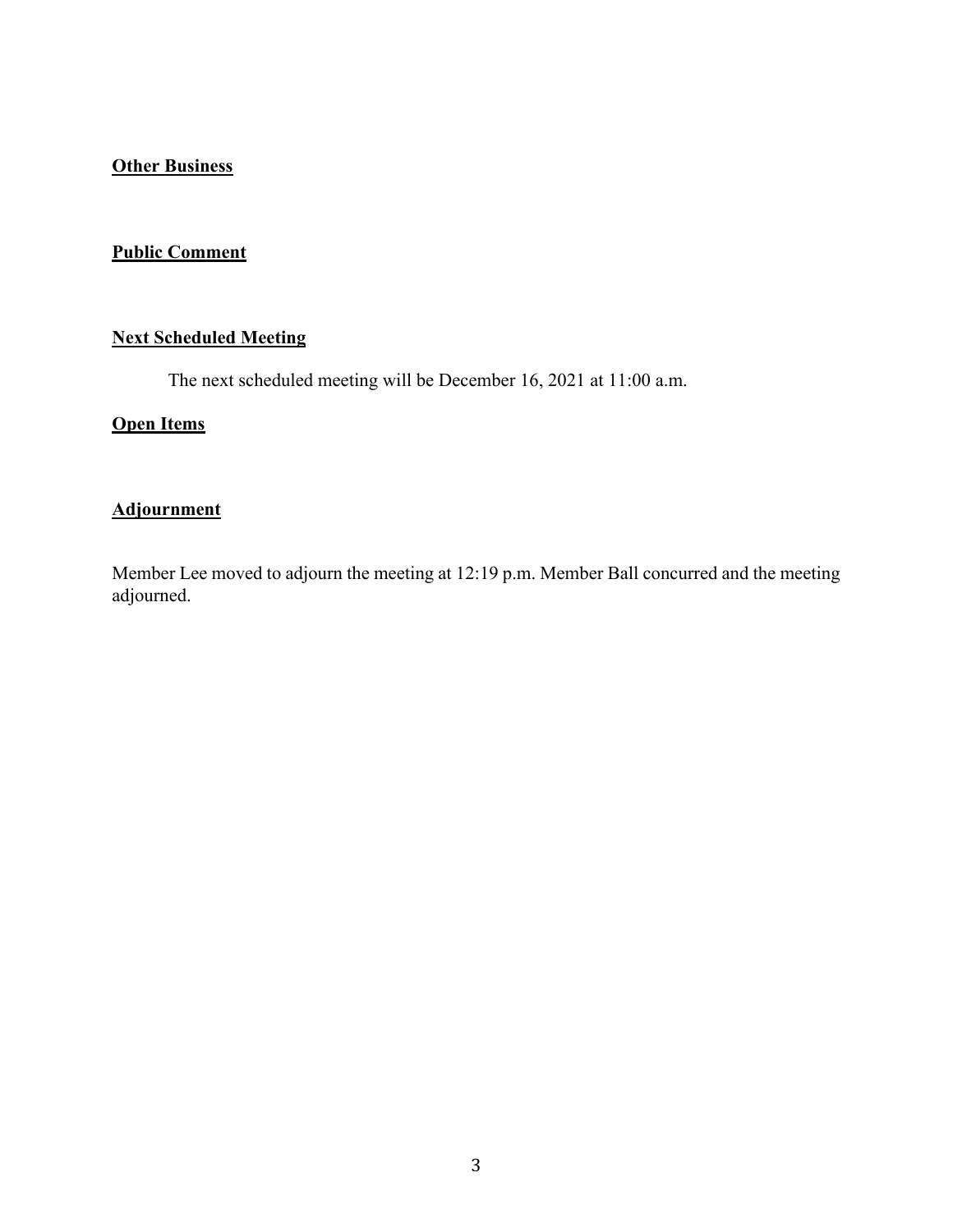## Other Business

## Public Comment

## Next Scheduled Meeting

The next scheduled meeting will be December 16, 2021 at 11:00 a.m.

## Open Items

## Adjournment

Member Lee moved to adjourn the meeting at 12:19 p.m. Member Ball concurred and the meeting adjourned.